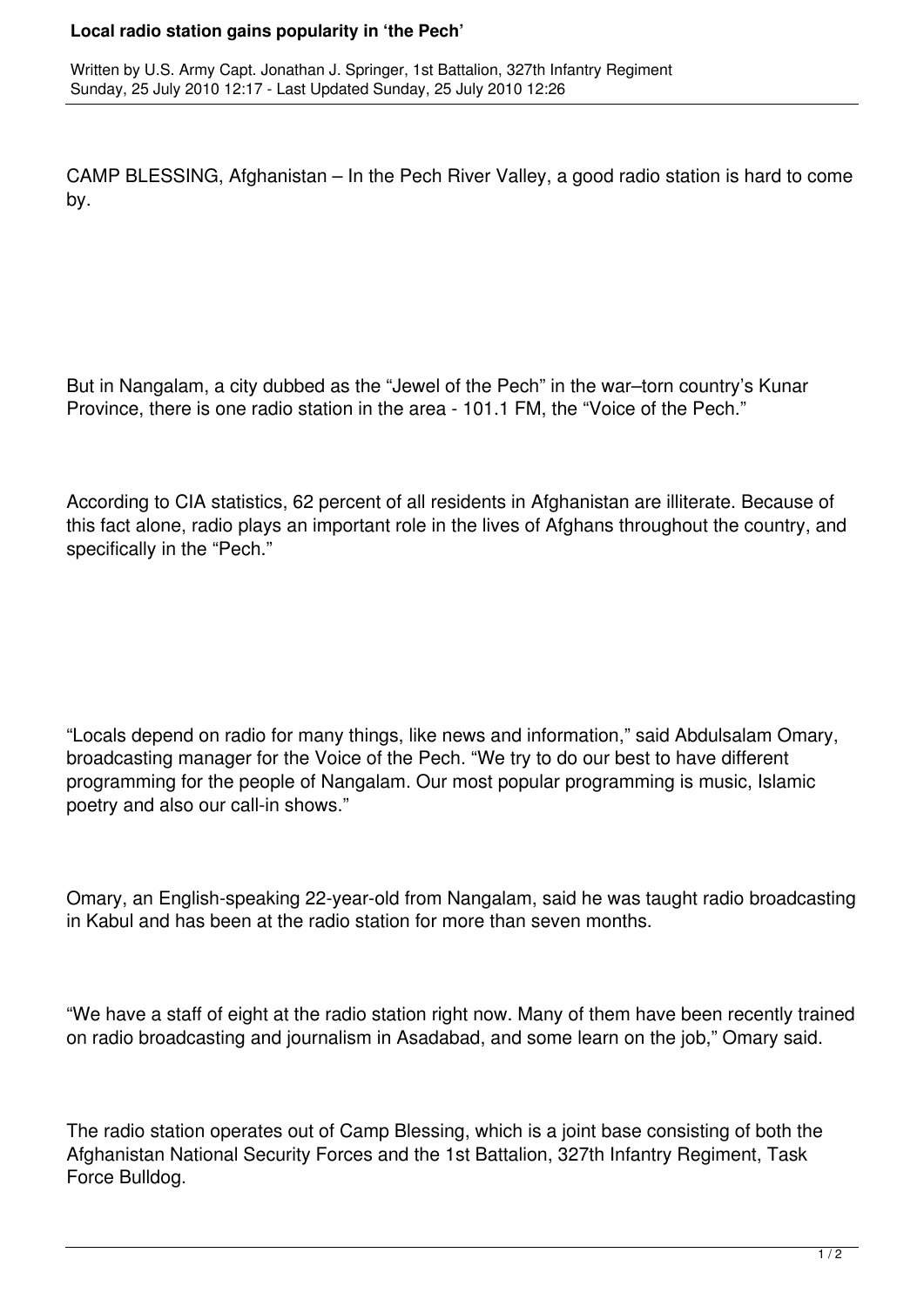# Local radio station gains popularity in 'the Pech'

Written by U.S. Army Capt. Jonathan J. Springer, 1st Battalion, 327th Infantry Regiment
Sunday, 25 July 2010 12:17 - Last Updated Sunday, 25 July 2010 12:26

CAMP BLESSING, Afghanistan – In the Pech River Valley, a good radio station is hard to come by.

But in Nangalam, a city dubbed as the "Jewel of the Pech" in the war–torn country's Kunar Province, there is one radio station in the area - 101.1 FM, the "Voice of the Pech."

According to CIA statistics, 62 percent of all residents in Afghanistan are illiterate. Because of this fact alone, radio plays an important role in the lives of Afghans throughout the country, and specifically in the "Pech."

"Locals depend on radio for many things, like news and information," said Abdulsalam Omary, broadcasting manager for the Voice of the Pech. "We try to do our best to have different programming for the people of Nangalam. Our most popular programming is music, Islamic poetry and also our call-in shows."

Omary, an English-speaking 22-year-old from Nangalam, said he was taught radio broadcasting in Kabul and has been at the radio station for more than seven months.

"We have a staff of eight at the radio station right now. Many of them have been recently trained on radio broadcasting and journalism in Asadabad, and some learn on the job," Omary said.

The radio station operates out of Camp Blessing, which is a joint base consisting of both the Afghanistan National Security Forces and the 1st Battalion, 327th Infantry Regiment, Task Force Bulldog.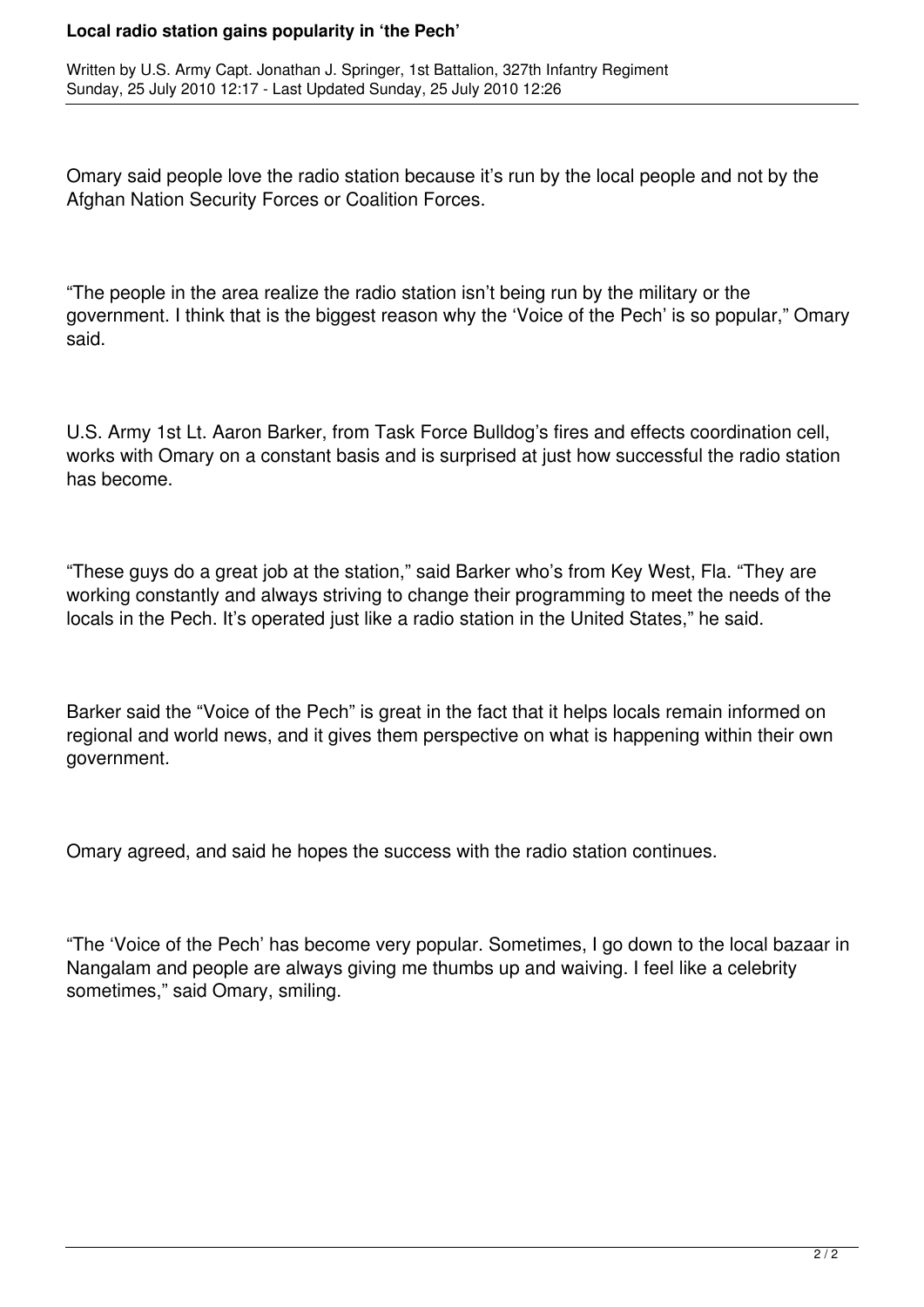Omary said people love the radio station because it's run by the local people and not by the Afghan Nation Security Forces or Coalition Forces.

"The people in the area realize the radio station isn't being run by the military or the government. I think that is the biggest reason why the 'Voice of the Pech' is so popular," Omary said.

U.S. Army 1st Lt. Aaron Barker, from Task Force Bulldog's fires and effects coordination cell, works with Omary on a constant basis and is surprised at just how successful the radio station has become.

"These guys do a great job at the station," said Barker who's from Key West, Fla. "They are working constantly and always striving to change their programming to meet the needs of the locals in the Pech. It's operated just like a radio station in the United States," he said.

Barker said the "Voice of the Pech" is great in the fact that it helps locals remain informed on regional and world news, and it gives them perspective on what is happening within their own government.

Omary agreed, and said he hopes the success with the radio station continues.

"The 'Voice of the Pech' has become very popular. Sometimes, I go down to the local bazaar in Nangalam and people are always giving me thumbs up and waiving. I feel like a celebrity sometimes," said Omary, smiling.